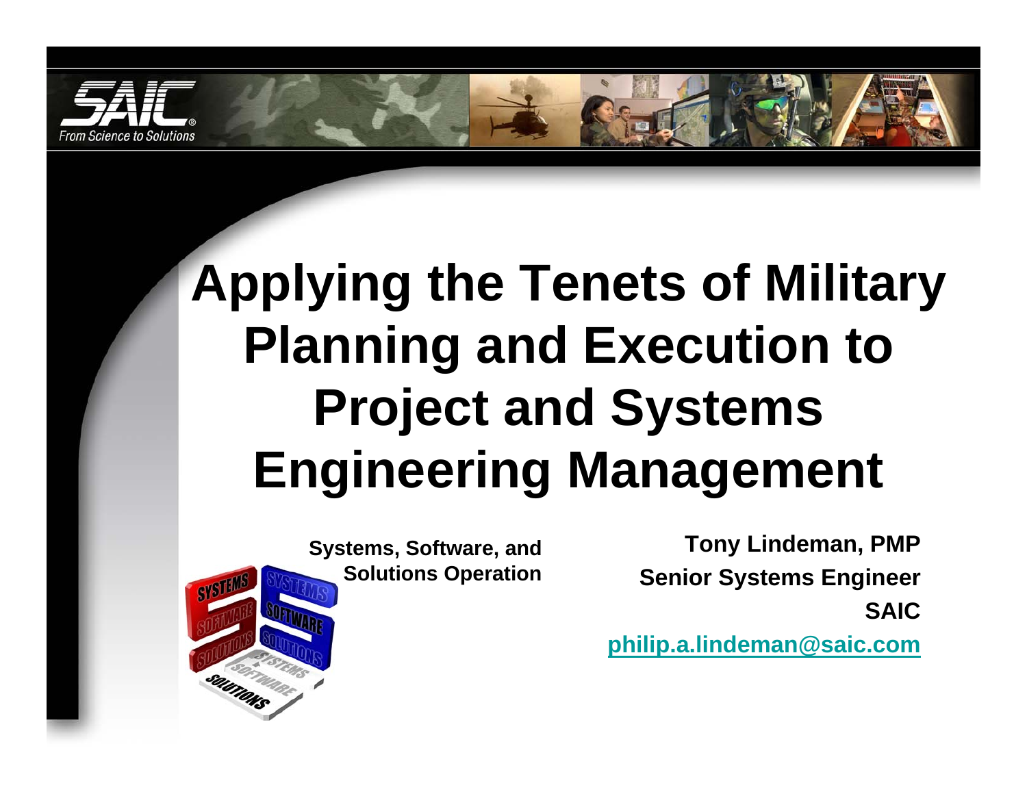# Applying the Tenets of Military Planning and Execution to Project and Systems Engineering Management

**Systems, Software, and Solutions Operation**

**Tony Lindeman, PMP**

**Senior Systems Engineer**

**SAIC**

**philip.a.lindeman@saic.com**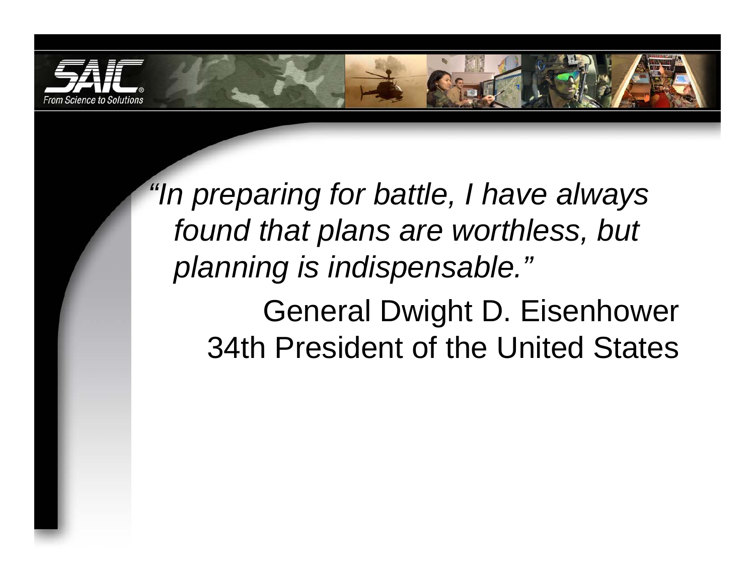*"In preparing for battle, I have always found that plans are worthless, but planning is indispensable."*

General Dwight D. Eisenhower
34th President of the United States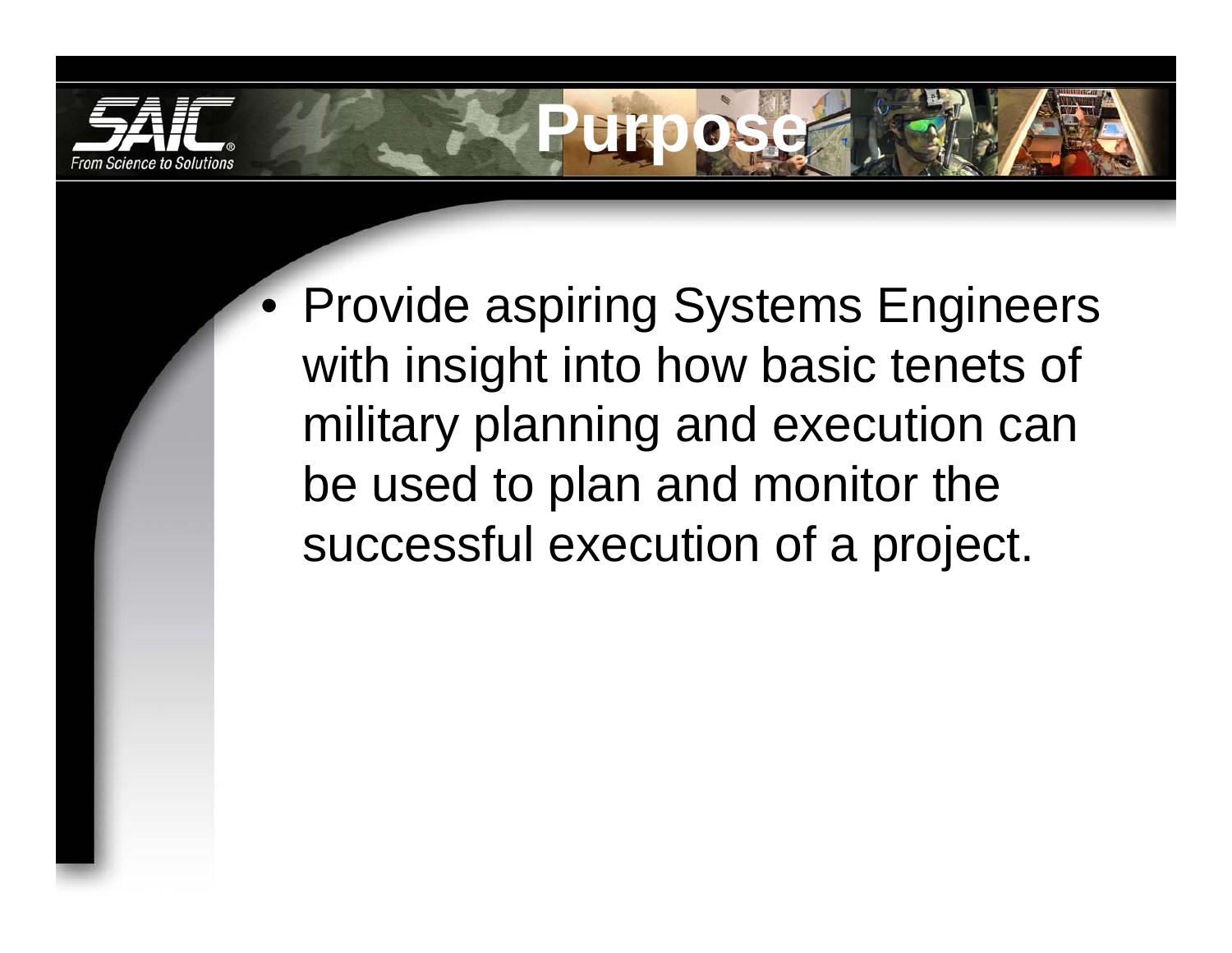# Purpose

- Provide aspiring Systems Engineers with insight into how basic tenets of military planning and execution can be used to plan and monitor the successful execution of a project.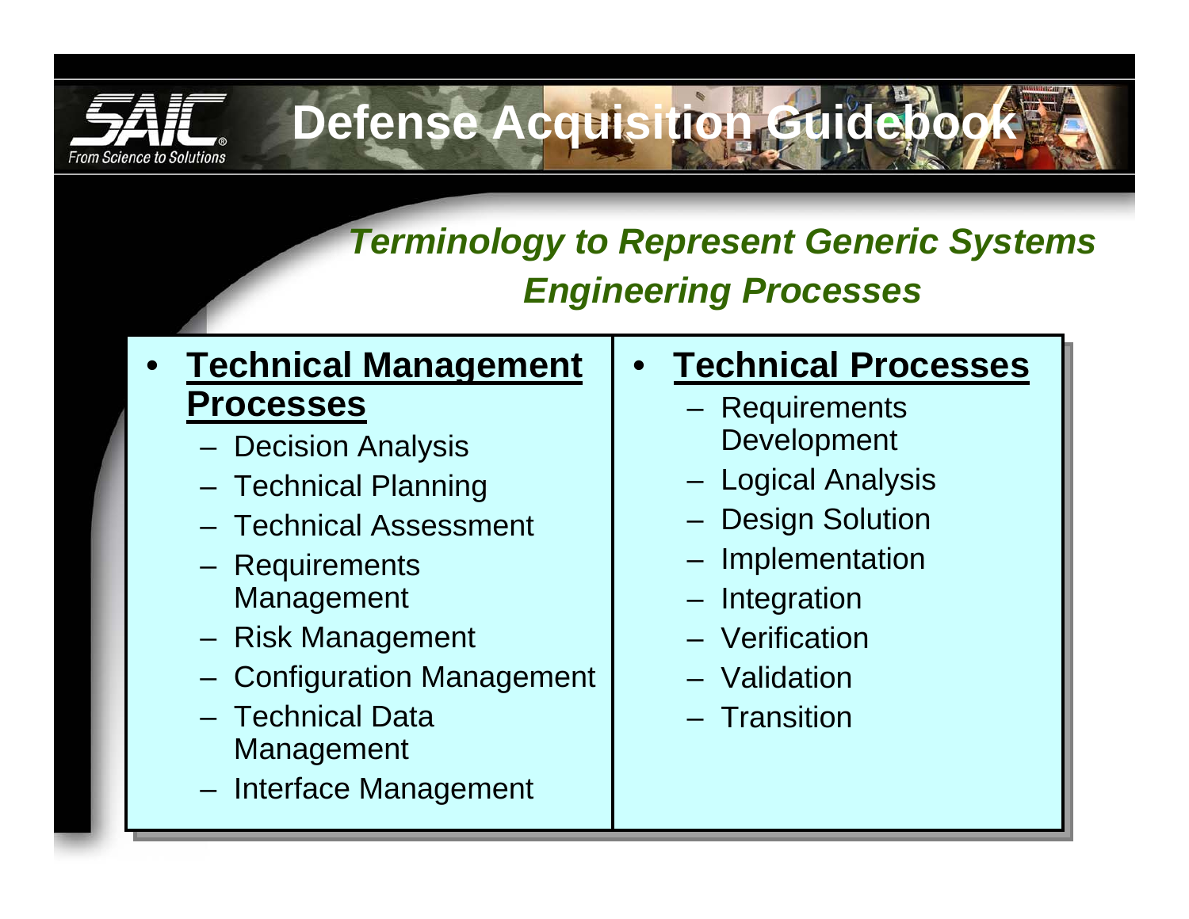# Defense Acquisition Guidebook

## *Terminology to Represent Generic Systems Engineering Processes*

- **Technical Management Processes**
  - Decision Analysis
  - Technical Planning
  - Technical Assessment
  - Requirements Management
  - Risk Management
  - Configuration Management
  - Technical Data Management
  - Interface Management

- **Technical Processes**
  - Requirements Development
  - Logical Analysis
  - Design Solution
  - Implementation
  - Integration
  - Verification
  - Validation
  - Transition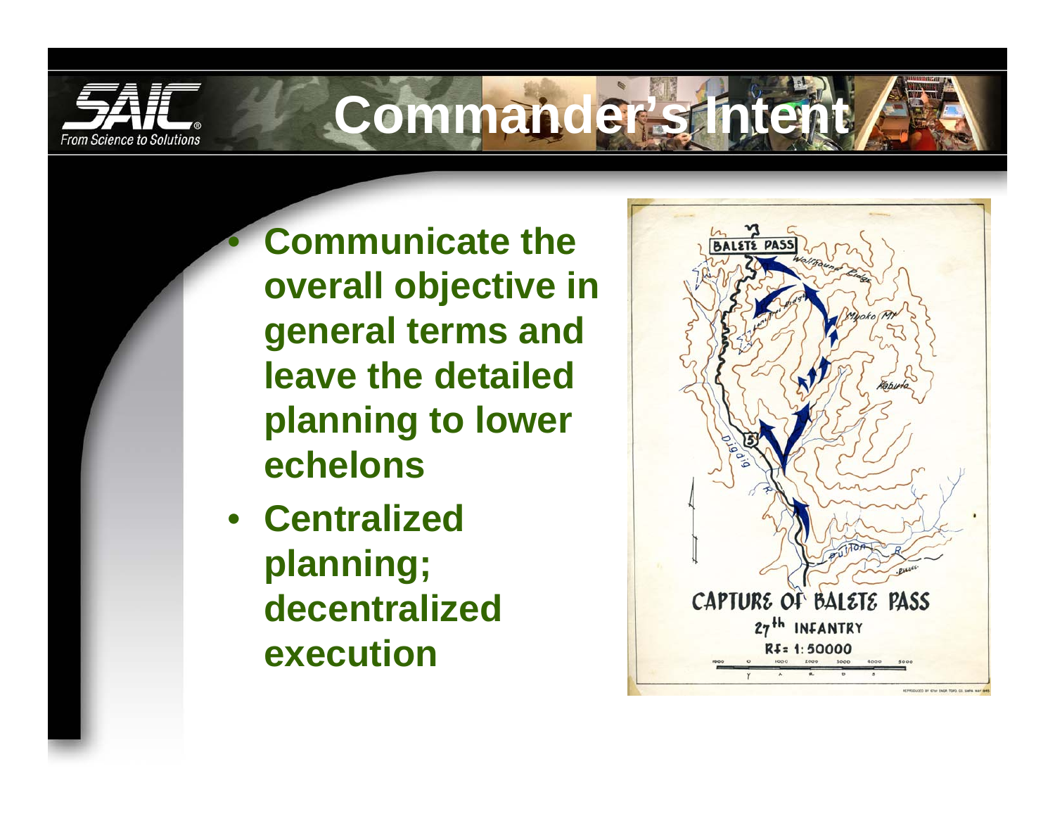# Commander's Intent

- **Communicate the overall objective in general terms and leave the detailed planning to lower echelons**
- **Centralized planning; decentralized execution**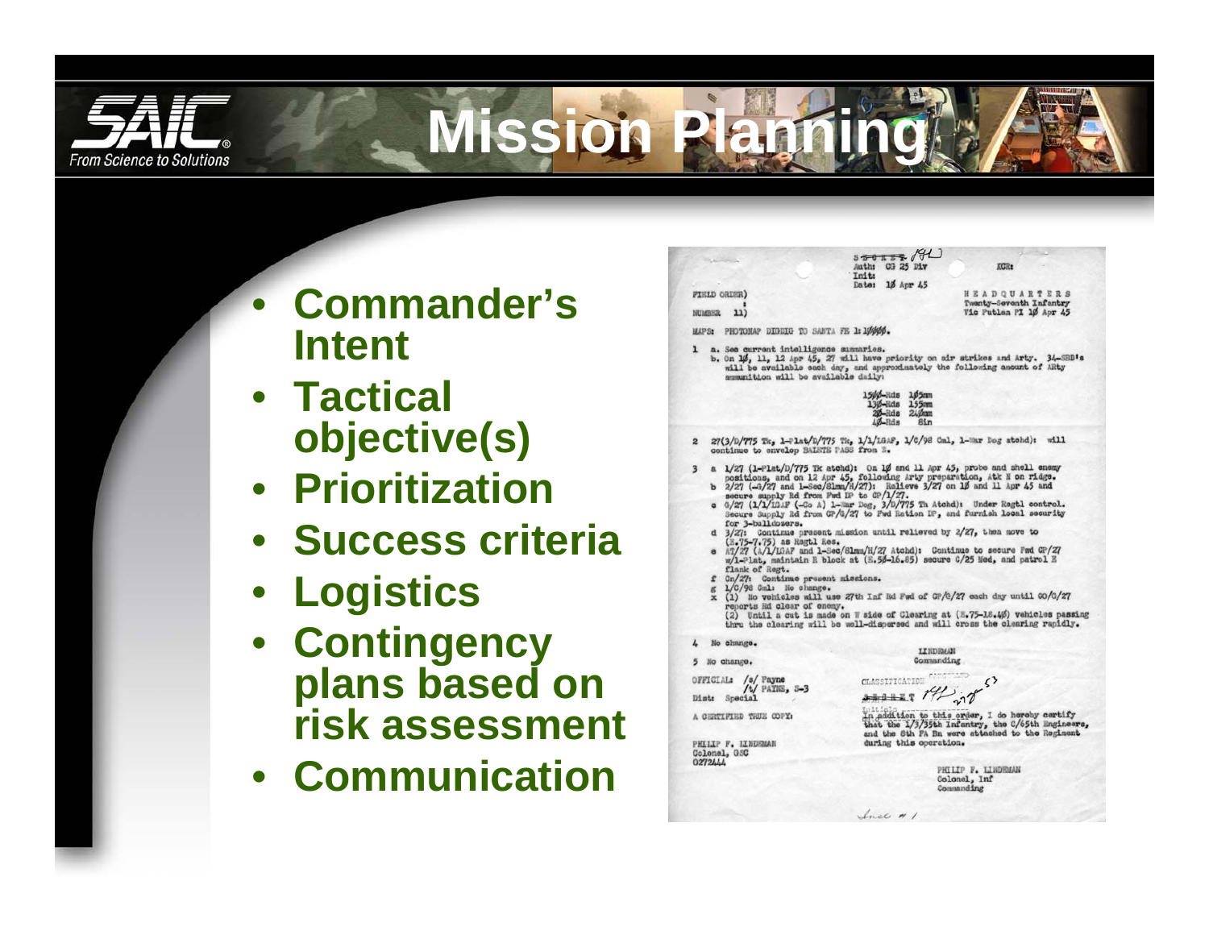# Mission Planning

- Commander's Intent
- Tactical objective(s)
- Prioritization
- Success criteria
- Logistics
- Contingency plans based on risk assessment
- Communication

SECRET
Auth: CG 25 Div
Init:
Date: 10 Apr 45

KCR:

FIELD ORDER)
NUMBER 11)

HEADQUARTERS
Twenty-Seventh Infantry
Vic Putlan PI 10 Apr 45

MAPS: PHOTOMAP DIGDIG TO SANTA FE 1:10000.

1 a. See current intelligence summaries.
b. On 10, 11, 12 Apr 45, 27 will have priority on air strikes and Arty. 34-SBD's will be available each day, and approximately the following amount of Arty ammunition will be available daily:

1500-Rds 105mm
130-Rds 155mm
20-Rds 240mm
40-Rds 8in

2 27(3/D/775 Tk, 1-Plat/D/775 Tk, 1/1/LGAF, 1/C/98 Cml, 1-War Dog atchd): will continue to envelop BALETE PASS from S.

3 a 1/27 (1-Plat/D/775 Tk atchd): On 10 and 11 Apr 45, probe and shell enemy positions, and on 12 Apr 45, following Arty preparation, Atk N on ridge.
b 2/27 (-G/27 and 1-Sec/81mm/H/27): Relieve 3/27 on 10 and 11 Apr 45 and secure supply Rd from Fwd IP to CP/1/27.
c G/27 (1/1/LGAF (-Co A) 1-War Dog, 3/D/775 Tk Atchd): Under Regtl control. Secure Supply Rd from CP/G/27 to Fwd Ration DP, and furnish local security for 3-bulldozers.
d 3/27: Continue present mission until relieved by 2/27, then move to (E.75-7.75) as Regtl Res.
e AT/27 (A/1/LGAF and 1-Sec/81mm/H/27 Atchd): Continue to secure Fwd CP/27 w/1-Plat, maintain R block at (E.50-16.85) secure C/25 Med, and patrol E flank of Regt.
f Cn/27: Continue present missions.
g 1/C/98 Cml: No change.
x (1) No vehicles will use 27th Inf Rd Fwd of CP/G/27 each day until CO/G/27 reports Rd clear of enemy.
(2) Until a cut is made on W side of Clearing at (E.75-18.40) vehicles passing thru the clearing will be well-dispersed and will cross the clearing rapidly.

4 No change.

5 No change.

LINDEMAN
Commanding

OFFICIAL: /s/ Payne
/t/ PAYNE, S-3
Dist: Special

CLASSIFICATION CANCELLED
SECRET

A CERTIFIED TRUE COPY:

PHILIP F. LINDEMAN
Colonel, GSC
0272444

In addition to this order, I do hereby certify that the 1/3/35th Infantry, the C/65th Engineers, and the 8th FA Bn were attached to the Regiment during this operation.

PHILIP F. LINDEMAN
Colonel, Inf
Commanding

Incl #1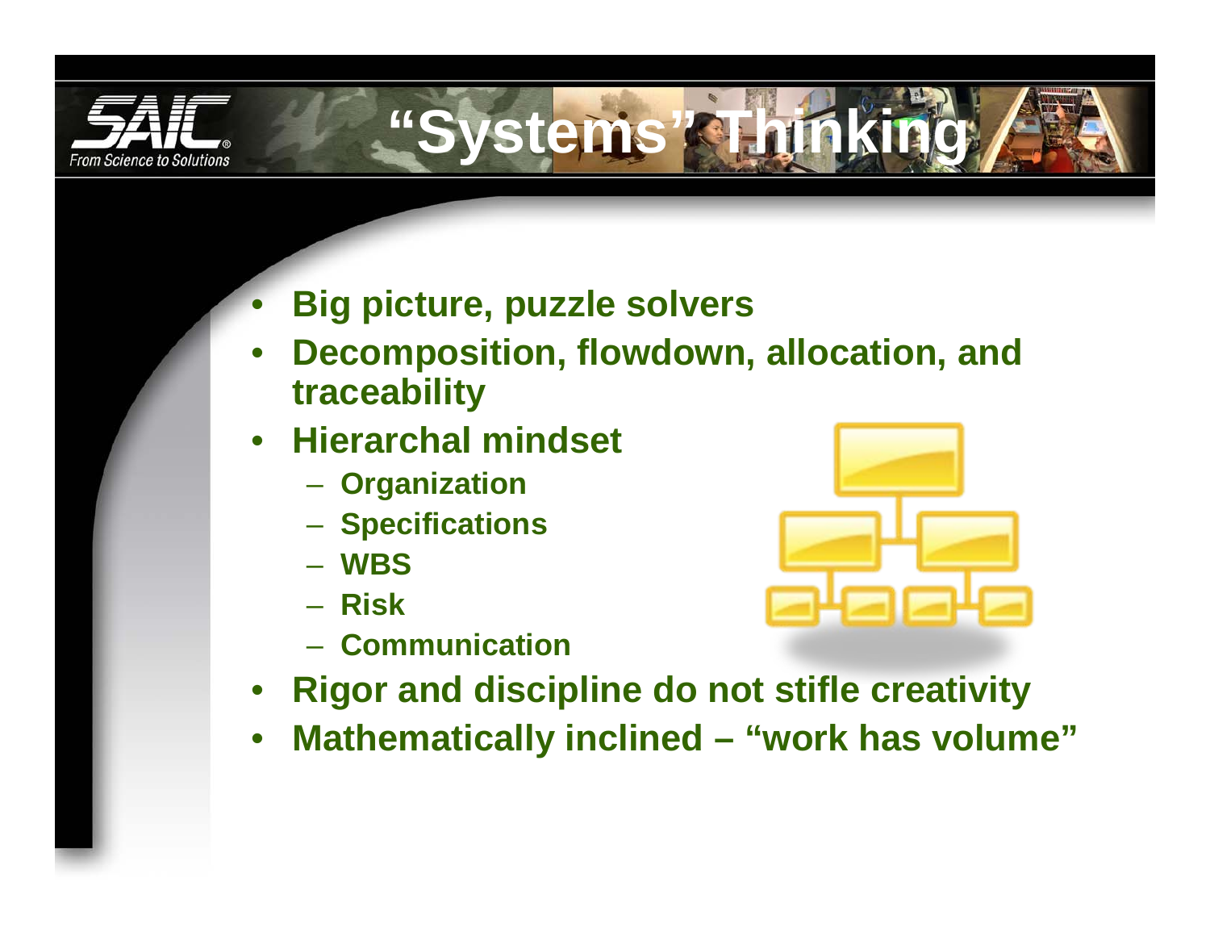# "Systems" Thinking

- **Big picture, puzzle solvers**
- **Decomposition, flowdown, allocation, and traceability**
- **Hierarchal mindset**
  - **Organization**
  - **Specifications**
  - **WBS**
  - **Risk**
  - **Communication**
- **Rigor and discipline do not stifle creativity**
- **Mathematically inclined – "work has volume"**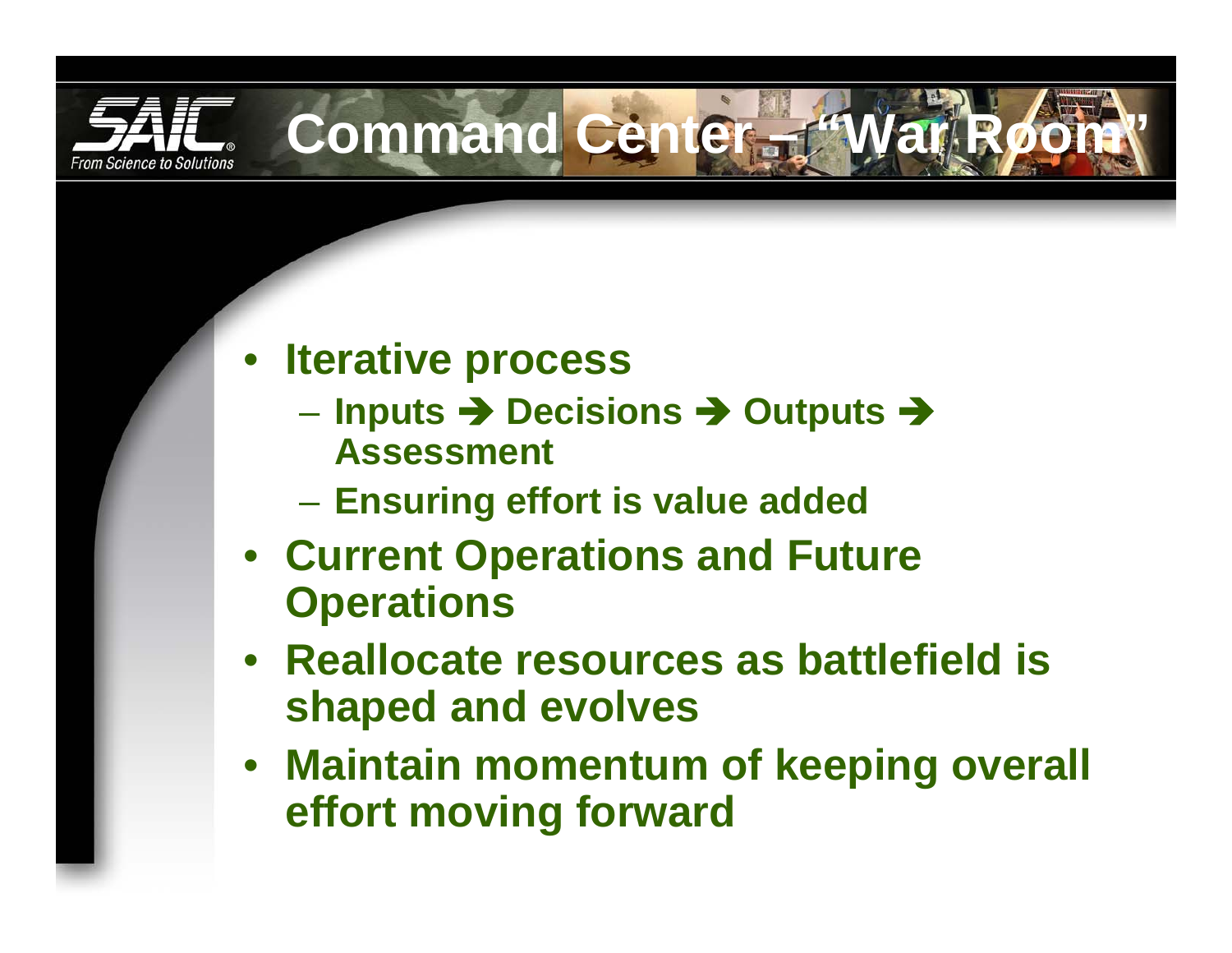# Command Center – "War Room"

- Iterative process
  - Inputs ➔ Decisions ➔ Outputs ➔ Assessment
  - Ensuring effort is value added
- Current Operations and Future Operations
- Reallocate resources as battlefield is shaped and evolves
- Maintain momentum of keeping overall effort moving forward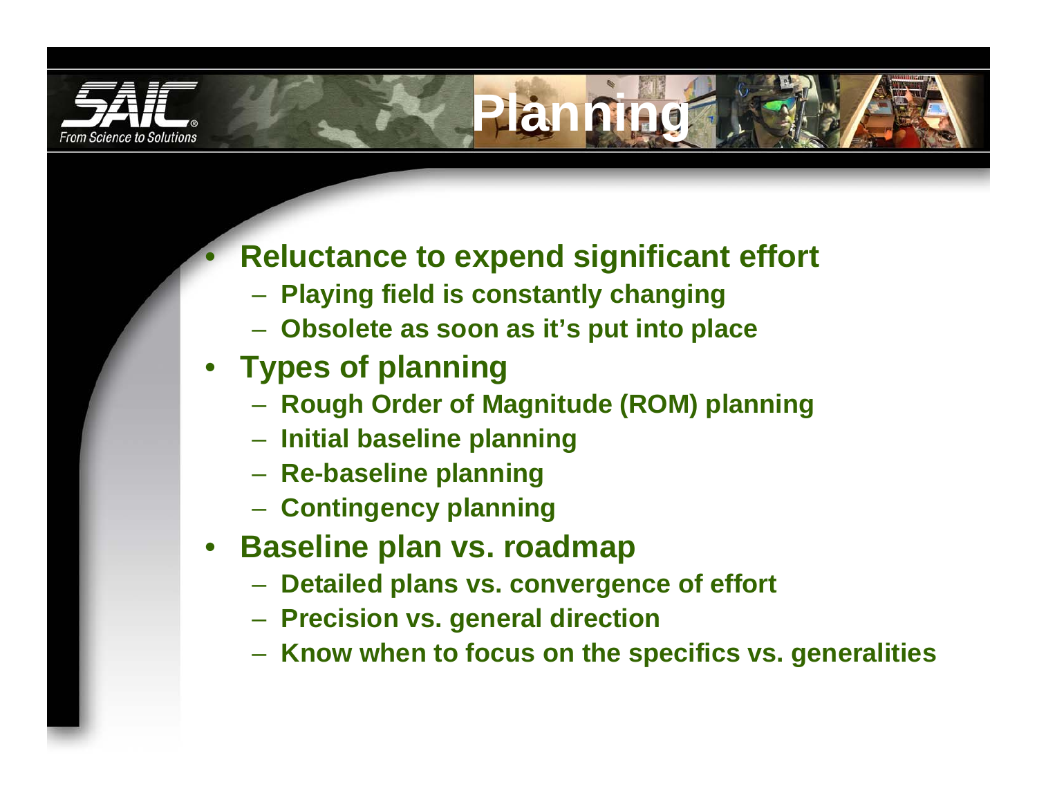# Planning

- Reluctance to expend significant effort
  - Playing field is constantly changing
  - Obsolete as soon as it's put into place
- Types of planning
  - Rough Order of Magnitude (ROM) planning
  - Initial baseline planning
  - Re-baseline planning
  - Contingency planning
- Baseline plan vs. roadmap
  - Detailed plans vs. convergence of effort
  - Precision vs. general direction
  - Know when to focus on the specifics vs. generalities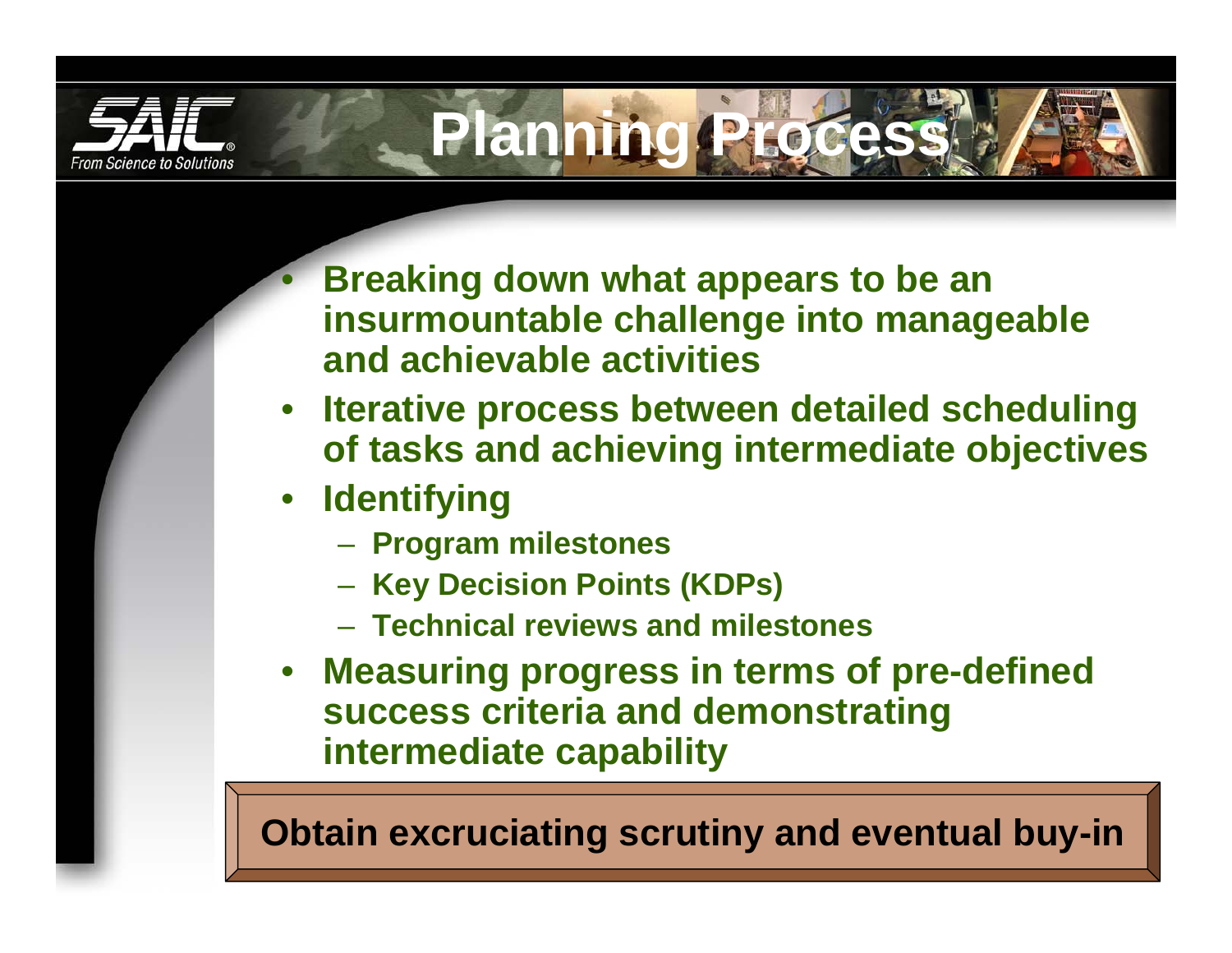# Planning Process

- Breaking down what appears to be an insurmountable challenge into manageable and achievable activities
- Iterative process between detailed scheduling of tasks and achieving intermediate objectives
- Identifying
  - Program milestones
  - Key Decision Points (KDPs)
  - Technical reviews and milestones
- Measuring progress in terms of pre-defined success criteria and demonstrating intermediate capability

**Obtain excruciating scrutiny and eventual buy-in**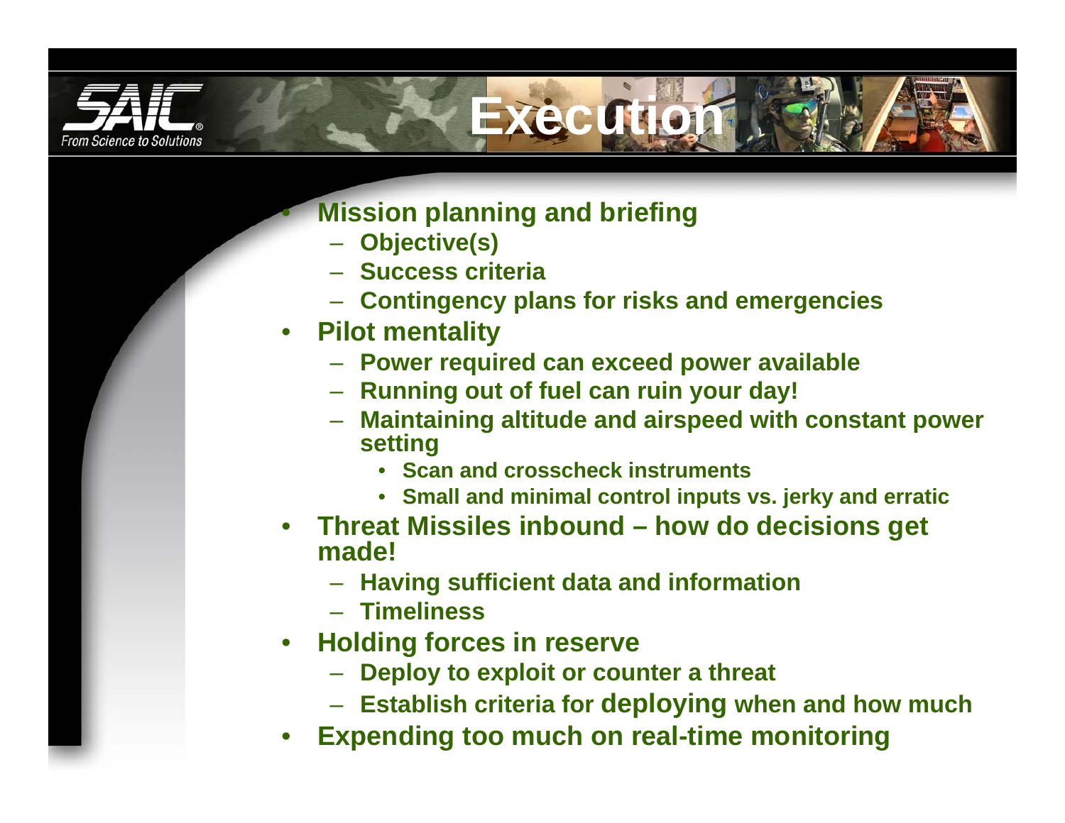# Execution

- Mission planning and briefing
  - Objective(s)
  - Success criteria
  - Contingency plans for risks and emergencies
- Pilot mentality
  - Power required can exceed power available
  - Running out of fuel can ruin your day!
  - Maintaining altitude and airspeed with constant power setting
    - Scan and crosscheck instruments
    - Small and minimal control inputs vs. jerky and erratic
- Threat Missiles inbound – how do decisions get made!
  - Having sufficient data and information
  - Timeliness
- Holding forces in reserve
  - Deploy to exploit or counter a threat
  - Establish criteria for deploying when and how much
- Expending too much on real-time monitoring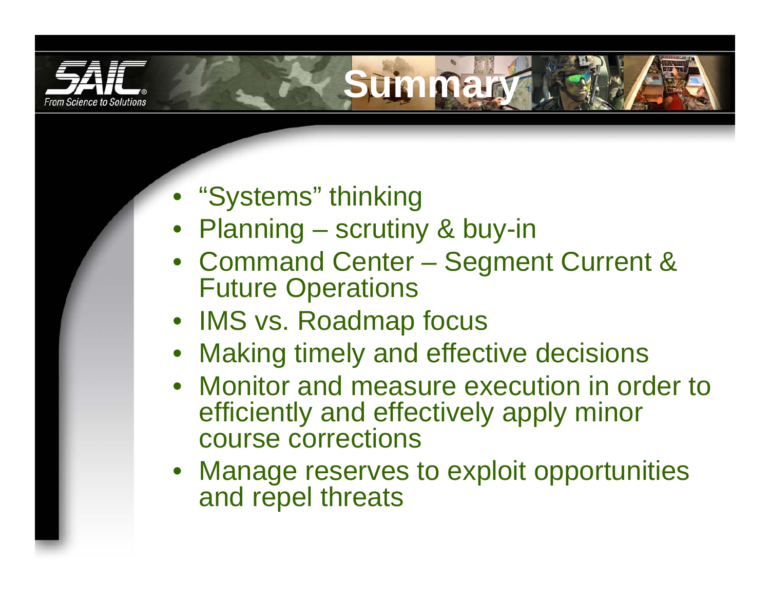# Summary

- "Systems" thinking
- Planning – scrutiny & buy-in
- Command Center – Segment Current & Future Operations
- IMS vs. Roadmap focus
- Making timely and effective decisions
- Monitor and measure execution in order to efficiently and effectively apply minor course corrections
- Manage reserves to exploit opportunities and repel threats